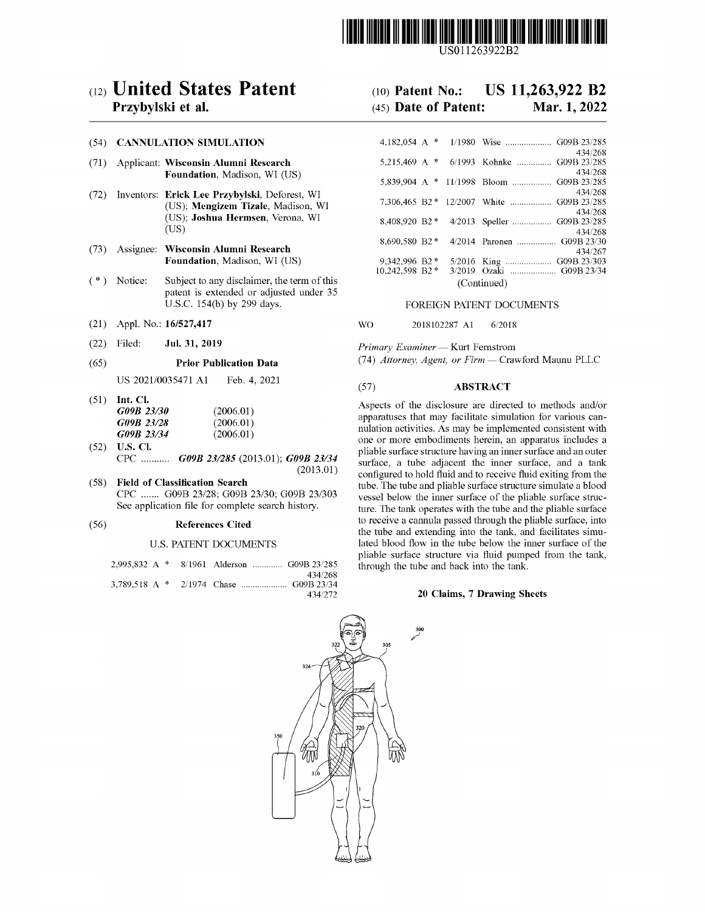US011263922B2

# (12) United States Patent
**Przybylski et al.**

(10) **Patent No.: US 11,263,922 B2**

(45) **Date of Patent: Mar. 1, 2022**

(54) **CANNULATION SIMULATION**

(71) Applicant: **Wisconsin Alumni Research Foundation**, Madison, WI (US)

(72) Inventors: **Erick Lee Przybylski**, Deforest, WI (US); **Mengizem Tizale**, Madison, WI (US); **Joshua Hermsen**, Verona, WI (US)

(73) Assignee: **Wisconsin Alumni Research Foundation**, Madison, WI (US)

( * ) Notice: Subject to any disclaimer, the term of this patent is extended or adjusted under 35 U.S.C. 154(b) by 299 days.

(21) Appl. No.: **16/527,417**

(22) Filed: **Jul. 31, 2019**

(65) **Prior Publication Data**

US 2021/0035471 A1 Feb. 4, 2021

(51) **Int. Cl.**

| | |
|---|---|
| ***G09B 23/30*** | (2006.01) |
| ***G09B 23/28*** | (2006.01) |
| ***G09B 23/34*** | (2006.01) |

(52) **U.S. Cl.**

CPC ........... ***G09B 23/285*** (2013.01); ***G09B 23/34*** (2013.01)

(58) **Field of Classification Search**

CPC ....... G09B 23/28; G09B 23/30; G09B 23/303

See application file for complete search history.

(56) **References Cited**

U.S. PATENT DOCUMENTS

| | | | |
|---|---|---|---|
| 2,995,832 A * | 8/1961 | Alderson | G09B 23/285 434/268 |
| 3,789,518 A * | 2/1974 | Chase | G09B 23/34 434/272 |
| 4,182,054 A * | 1/1980 | Wise | G09B 23/285 434/268 |
| 5,215,469 A * | 6/1993 | Kohnke | G09B 23/285 434/268 |
| 5,839,904 A * | 11/1998 | Bloom | G09B 23/285 434/268 |
| 7,306,465 B2 * | 12/2007 | White | G09B 23/285 434/268 |
| 8,408,920 B2 * | 4/2013 | Speller | G09B 23/285 434/268 |
| 8,690,580 B2 * | 4/2014 | Paronen | G09B 23/30 434/267 |
| 9,342,996 B2 * | 5/2016 | King | G09B 23/303 |
| 10,242,598 B2 * | 3/2019 | Ozaki | G09B 23/34 |

(Continued)

FOREIGN PATENT DOCUMENTS

WO 2018102287 A1 6/2018

*Primary Examiner* — Kurt Fernstrom

(74) *Attorney, Agent, or Firm* — Crawford Maunu PLLC

(57) **ABSTRACT**

Aspects of the disclosure are directed to methods and/or apparatuses that may facilitate simulation for various cannulation activities. As may be implemented consistent with one or more embodiments herein, an apparatus includes a pliable surface structure having an inner surface and an outer surface, a tube adjacent the inner surface, and a tank configured to hold fluid and to receive fluid exiting from the tube. The tube and pliable surface structure simulate a blood vessel below the inner surface of the pliable surface structure. The tank operates with the tube and the pliable surface to receive a cannula passed through the pliable surface, into the tube and extending into the tank, and facilitates simulated blood flow in the tube below the inner surface of the pliable surface structure via fluid pumped from the tank, through the tube and back into the tank.

**20 Claims, 7 Drawing Sheets**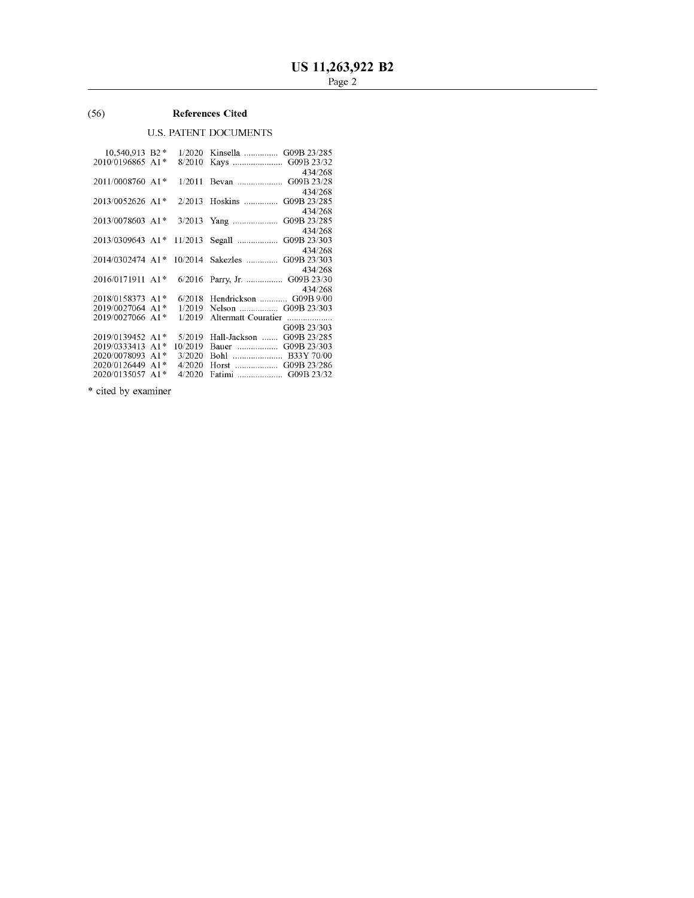(56) **References Cited**

U.S. PATENT DOCUMENTS

| | | | | |
|---|---|---|---|---|
| 10,540,913 B2* | 1/2020 | Kinsella | G09B 23/285 | |
| 2010/0196865 A1* | 8/2010 | Kays | G09B 23/32 | 434/268 |
| 2011/0008760 A1* | 1/2011 | Bevan | G09B 23/28 | 434/268 |
| 2013/0052626 A1* | 2/2013 | Hoskins | G09B 23/285 | 434/268 |
| 2013/0078603 A1* | 3/2013 | Yang | G09B 23/285 | 434/268 |
| 2013/0309643 A1* | 11/2013 | Segall | G09B 23/303 | 434/268 |
| 2014/0302474 A1* | 10/2014 | Sakezles | G09B 23/303 | 434/268 |
| 2016/0171911 A1* | 6/2016 | Parry, Jr. | G09B 23/30 | 434/268 |
| 2018/0158373 A1* | 6/2018 | Hendrickson | G09B 9/00 | |
| 2019/0027064 A1* | 1/2019 | Nelson | G09B 23/303 | |
| 2019/0027066 A1* | 1/2019 | Altermatt Couratier | G09B 23/303 | |
| 2019/0139452 A1* | 5/2019 | Hall-Jackson | G09B 23/285 | |
| 2019/0333413 A1* | 10/2019 | Bauer | G09B 23/303 | |
| 2020/0078093 A1* | 3/2020 | Bohl | B33Y 70/00 | |
| 2020/0126449 A1* | 4/2020 | Horst | G09B 23/286 | |
| 2020/0135057 A1* | 4/2020 | Fatimi | G09B 23/32 | |

* cited by examiner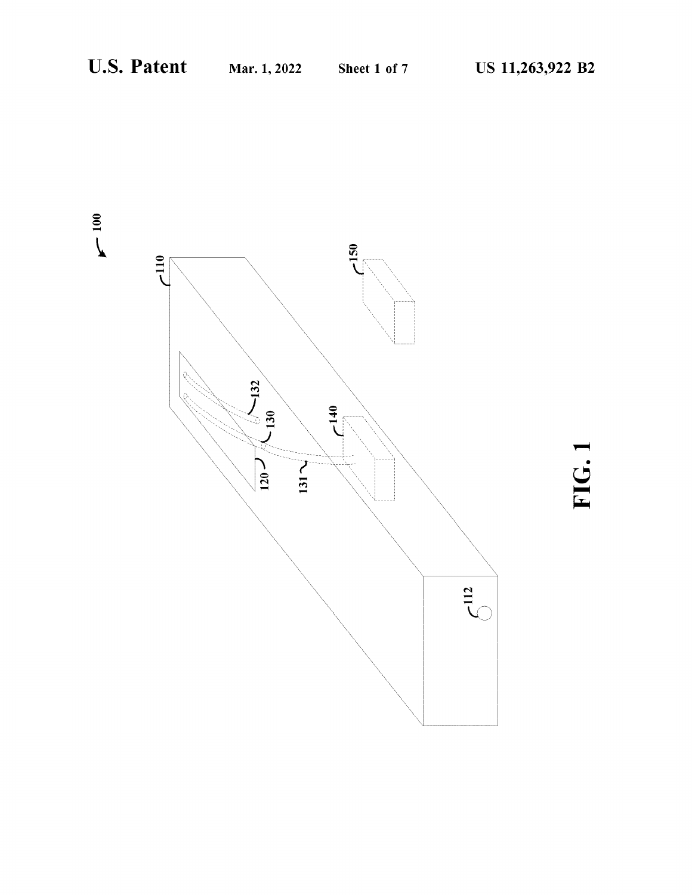FIG. 1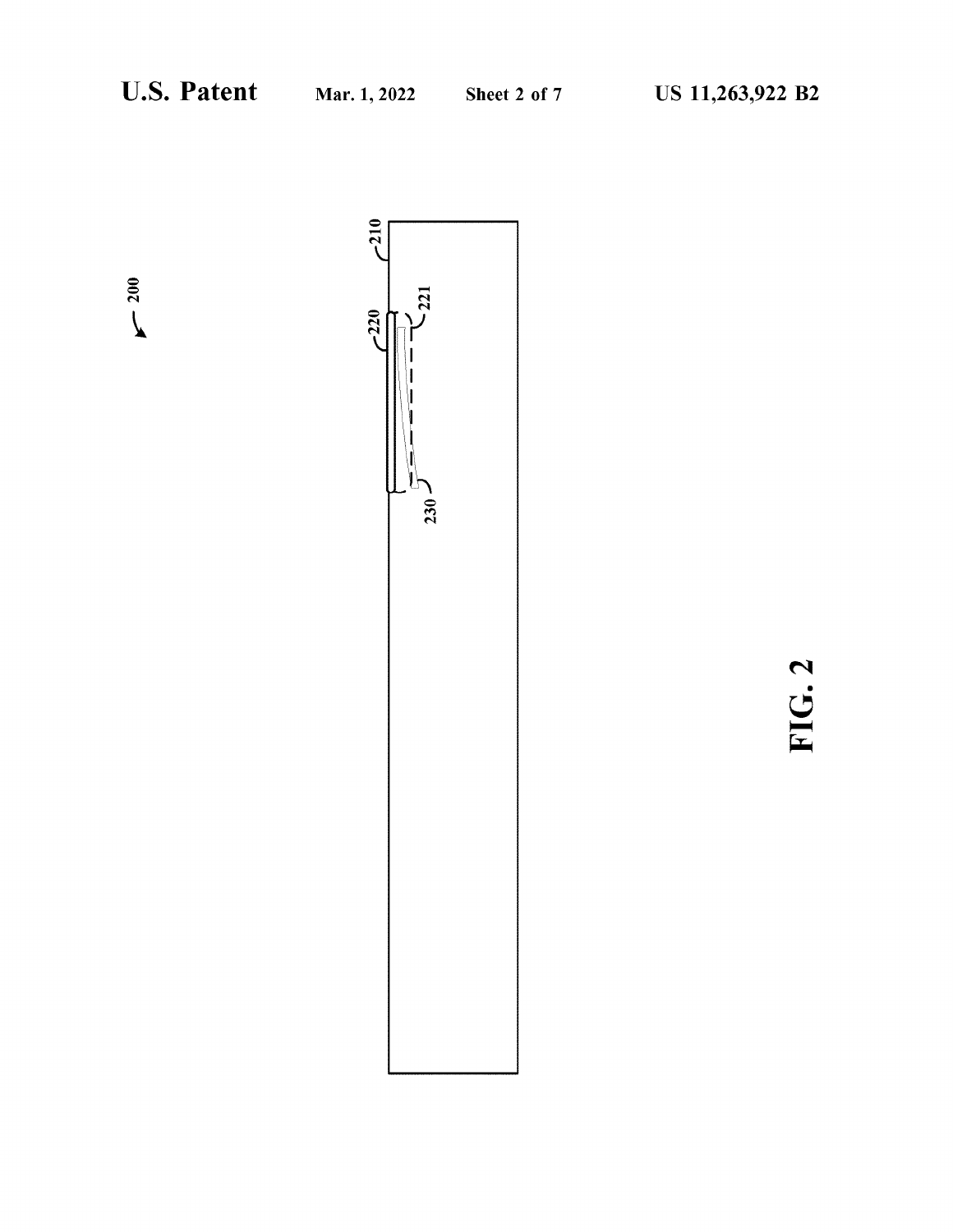200

210

220

221

230

FIG. 2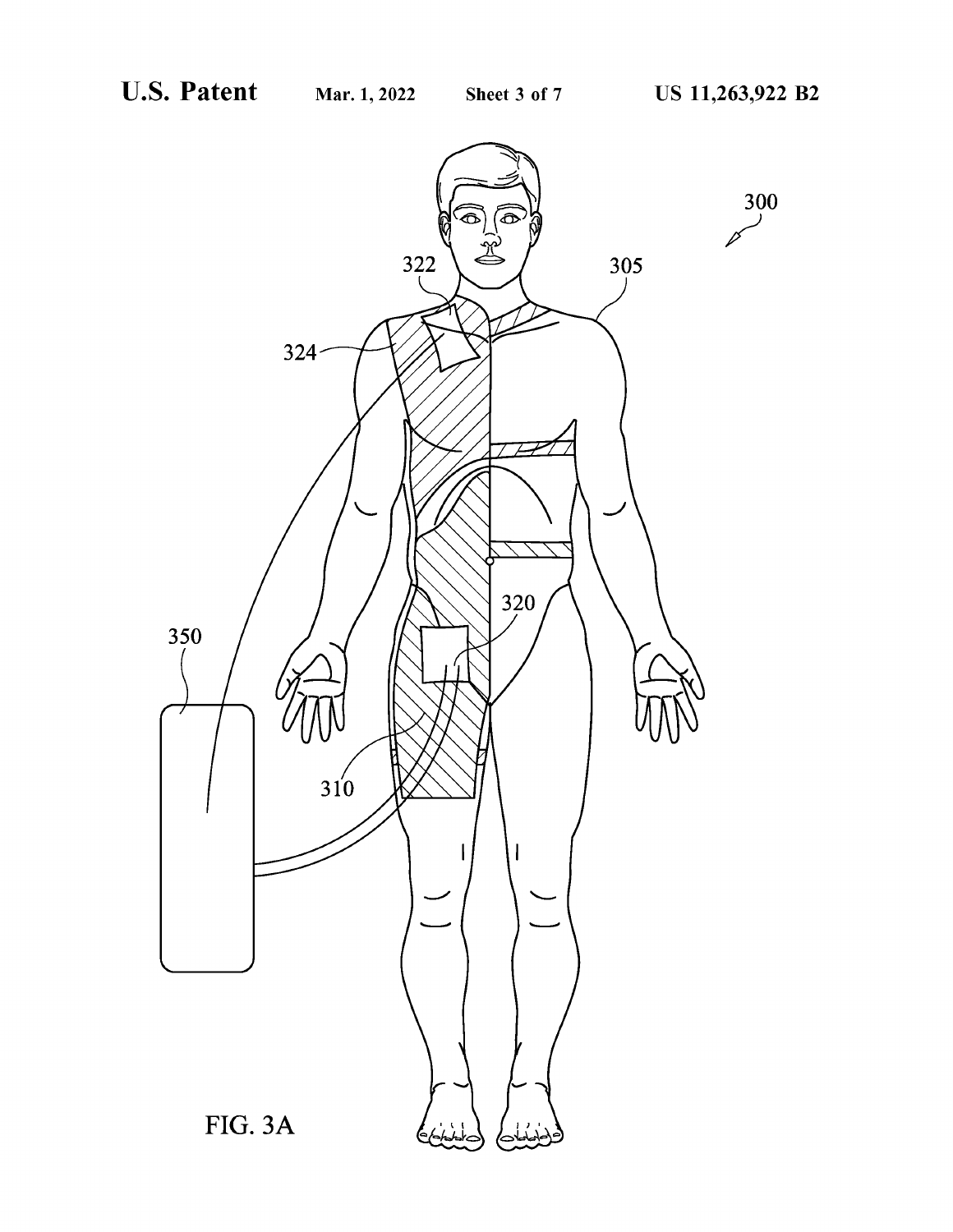FIG. 3A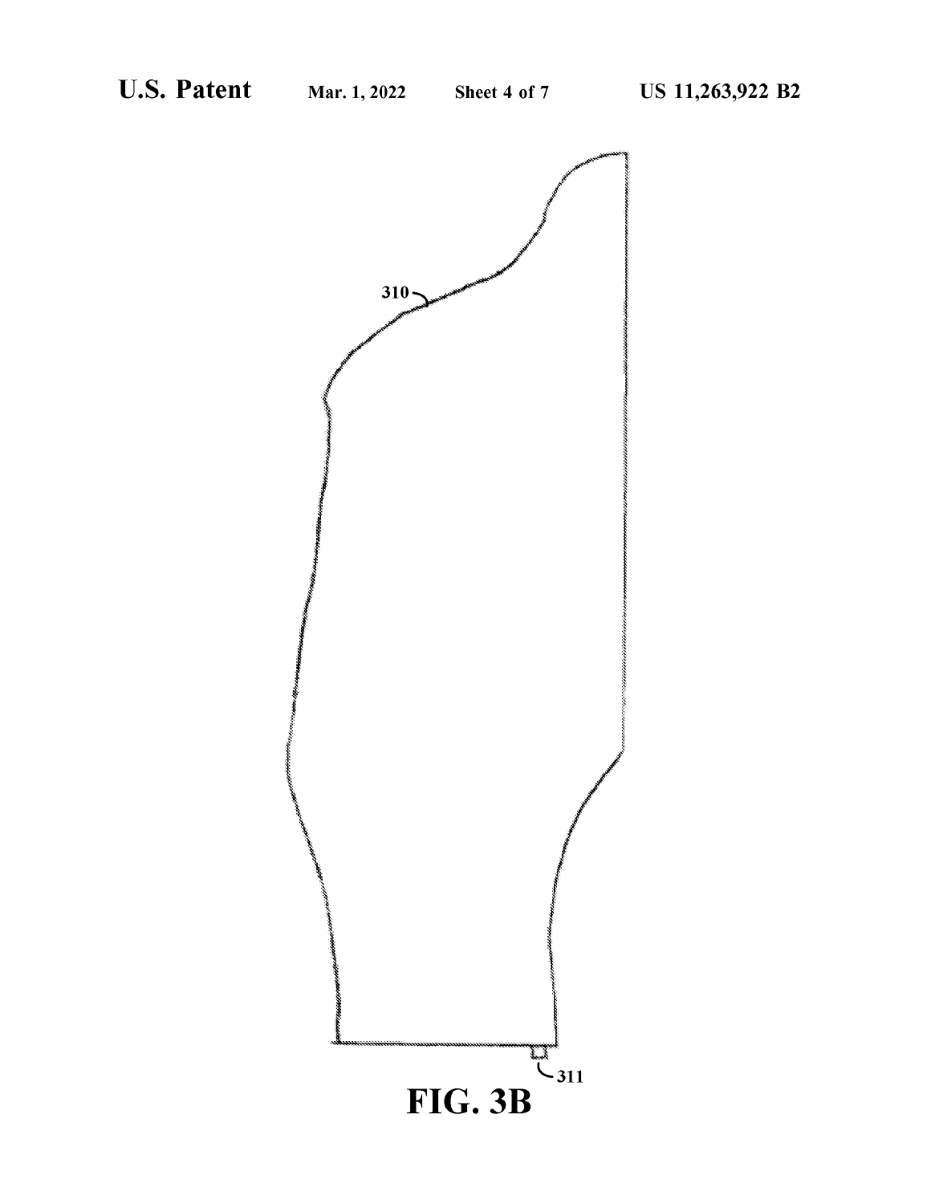310

311

**FIG. 3B**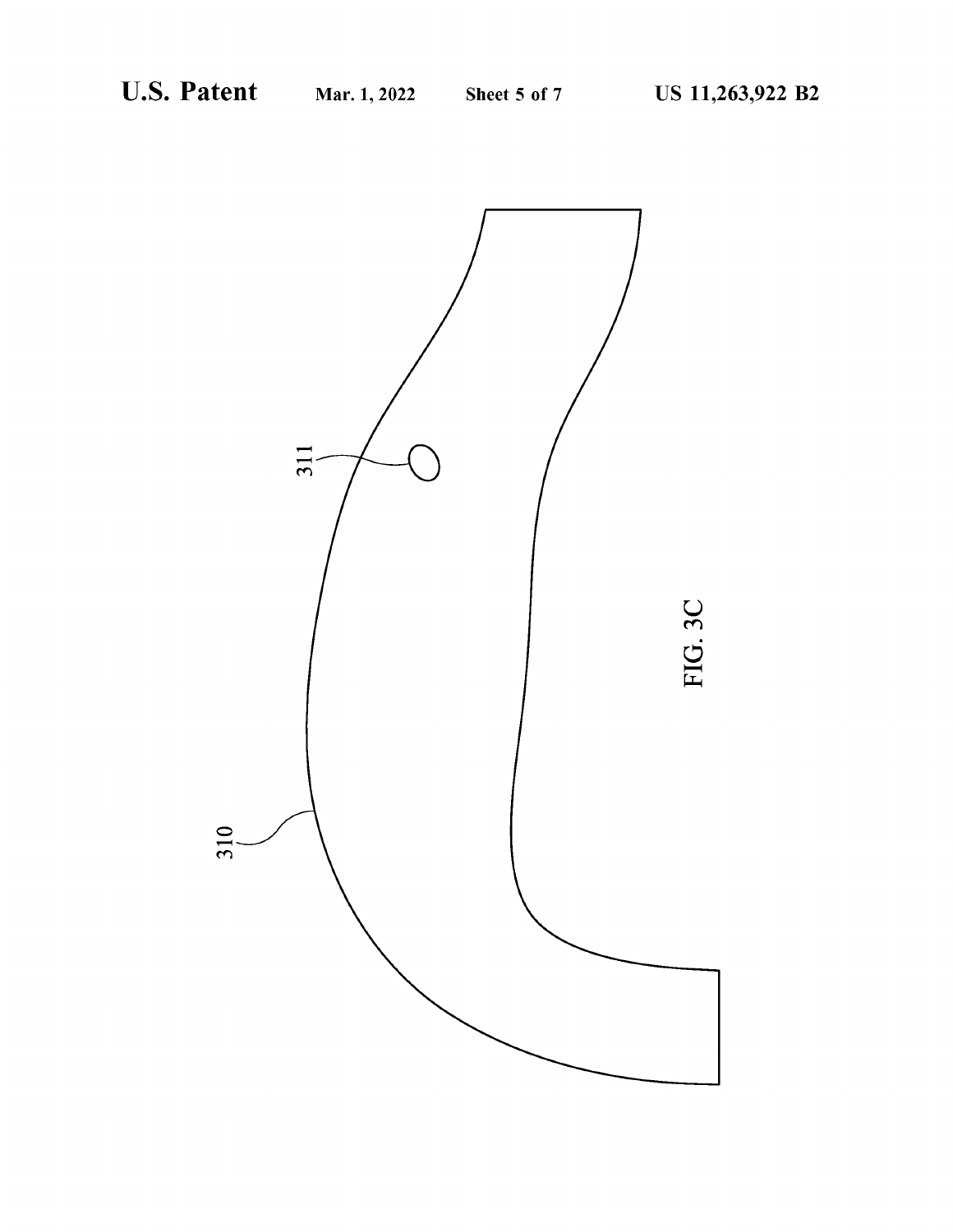311

310

FIG. 3C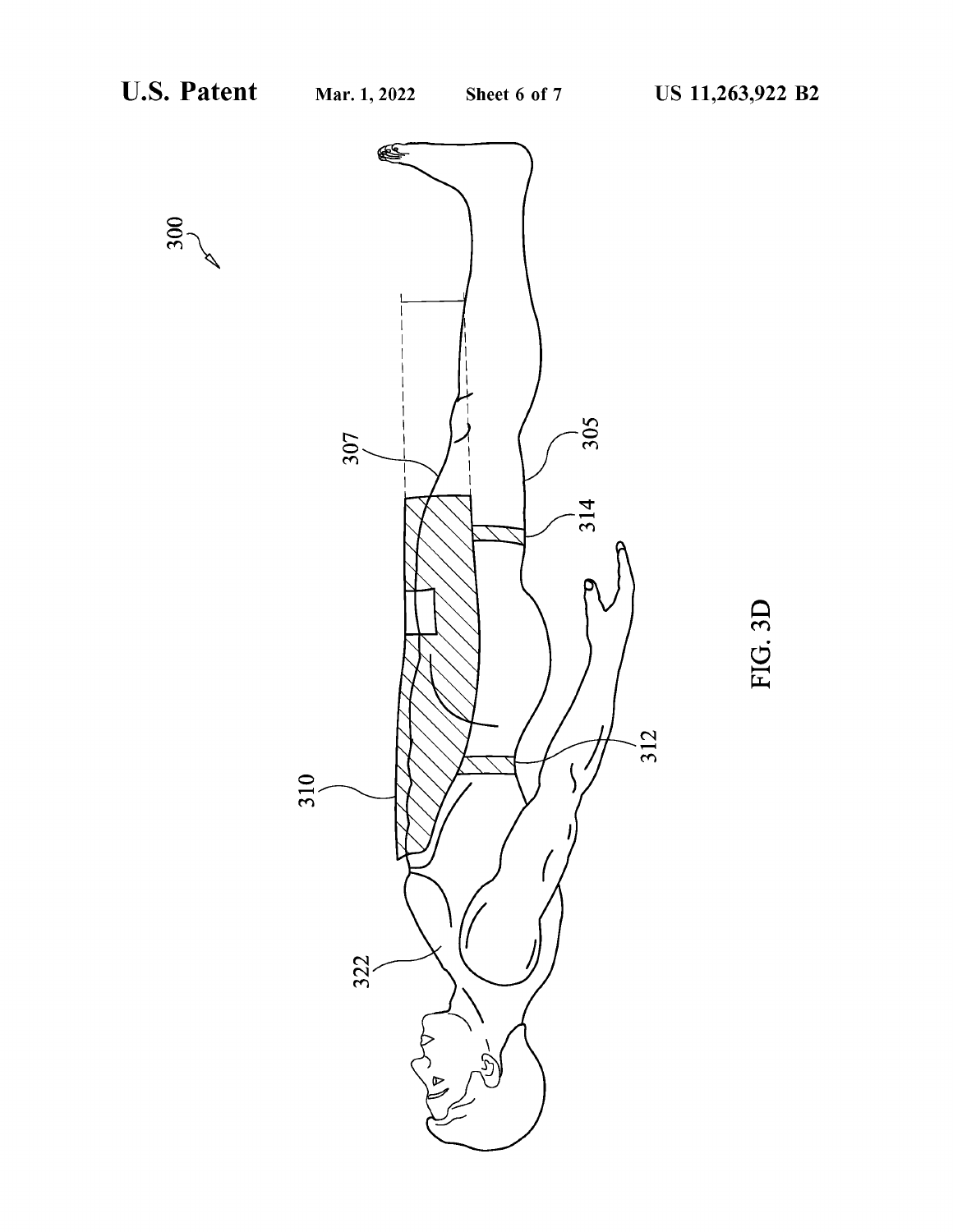FIG. 3D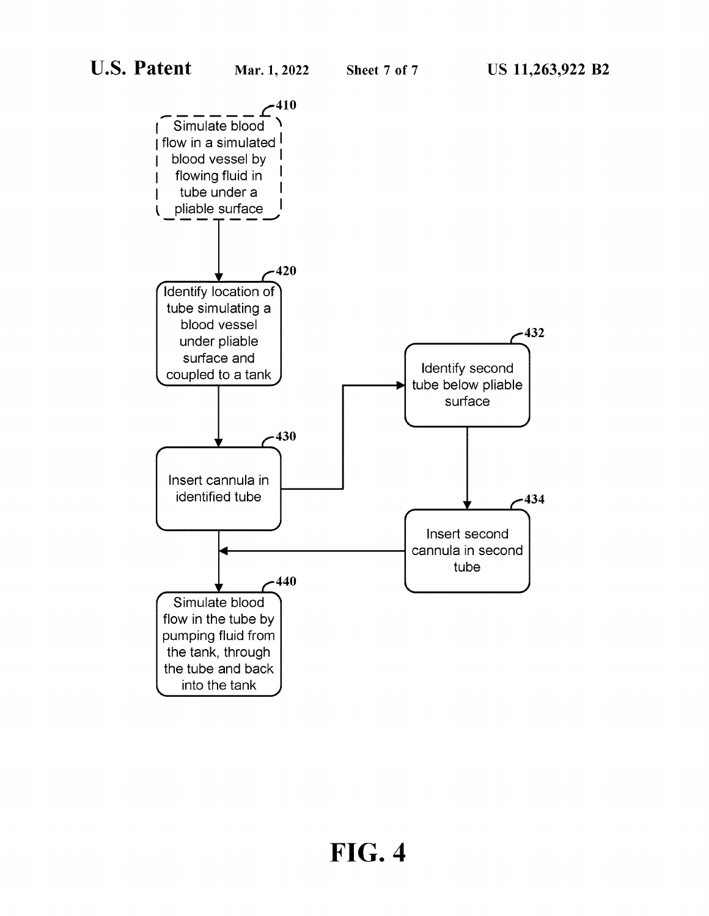410
Simulate blood flow in a simulated blood vessel by flowing fluid in tube under a pliable surface

420
Identify location of tube simulating a blood vessel under pliable surface and coupled to a tank

430
Insert cannula in identified tube

432
Identify second tube below pliable surface

434
Insert second cannula in second tube

440
Simulate blood flow in the tube by pumping fluid from the tank, through the tube and back into the tank

**FIG. 4**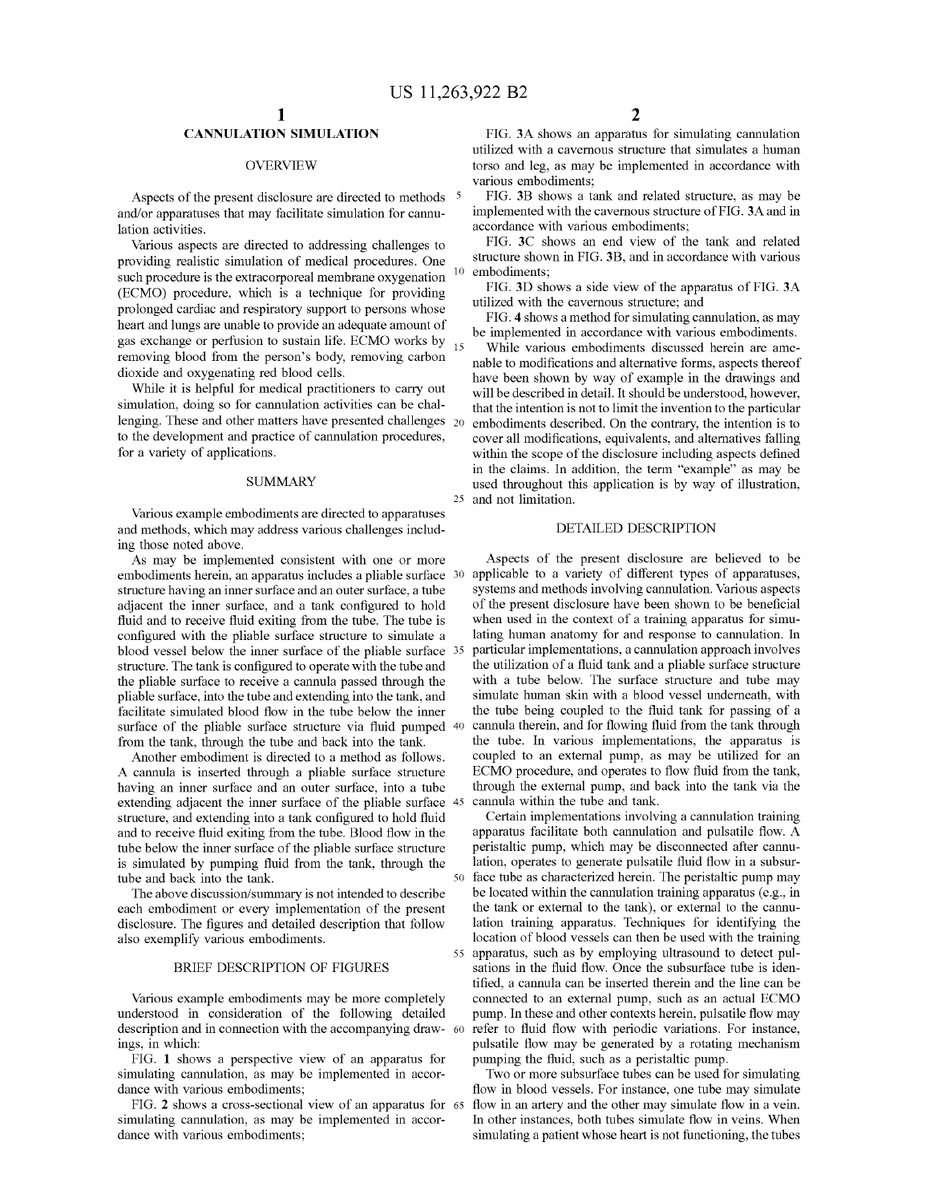# CANNULATION SIMULATION

## OVERVIEW

Aspects of the present disclosure are directed to methods and/or apparatuses that may facilitate simulation for cannulation activities.

Various aspects are directed to addressing challenges to providing realistic simulation of medical procedures. One such procedure is the extracorporeal membrane oxygenation (ECMO) procedure, which is a technique for providing prolonged cardiac and respiratory support to persons whose heart and lungs are unable to provide an adequate amount of gas exchange or perfusion to sustain life. ECMO works by removing blood from the person's body, removing carbon dioxide and oxygenating red blood cells.

While it is helpful for medical practitioners to carry out simulation, doing so for cannulation activities can be challenging. These and other matters have presented challenges to the development and practice of cannulation procedures, for a variety of applications.

## SUMMARY

Various example embodiments are directed to apparatuses and methods, which may address various challenges including those noted above.

As may be implemented consistent with one or more embodiments herein, an apparatus includes a pliable surface structure having an inner surface and an outer surface, a tube adjacent the inner surface, and a tank configured to hold fluid and to receive fluid exiting from the tube. The tube is configured with the pliable surface structure to simulate a blood vessel below the inner surface of the pliable surface structure. The tank is configured to operate with the tube and the pliable surface to receive a cannula passed through the pliable surface, into the tube and extending into the tank, and facilitate simulated blood flow in the tube below the inner surface of the pliable surface structure via fluid pumped from the tank, through the tube and back into the tank.

Another embodiment is directed to a method as follows. A cannula is inserted through a pliable surface structure having an inner surface and an outer surface, into a tube extending adjacent the inner surface of the pliable surface structure, and extending into a tank configured to hold fluid and to receive fluid exiting from the tube. Blood flow in the tube below the inner surface of the pliable surface structure is simulated by pumping fluid from the tank, through the tube and back into the tank.

The above discussion/summary is not intended to describe each embodiment or every implementation of the present disclosure. The figures and detailed description that follow also exemplify various embodiments.

## BRIEF DESCRIPTION OF FIGURES

Various example embodiments may be more completely understood in consideration of the following detailed description and in connection with the accompanying drawings, in which:

FIG. 1 shows a perspective view of an apparatus for simulating cannulation, as may be implemented in accordance with various embodiments;

FIG. 2 shows a cross-sectional view of an apparatus for simulating cannulation, as may be implemented in accordance with various embodiments;

FIG. 3A shows an apparatus for simulating cannulation utilized with a cavernous structure that simulates a human torso and leg, as may be implemented in accordance with various embodiments;

FIG. 3B shows a tank and related structure, as may be implemented with the cavernous structure of FIG. 3A and in accordance with various embodiments;

FIG. 3C shows an end view of the tank and related structure shown in FIG. 3B, and in accordance with various embodiments;

FIG. 3D shows a side view of the apparatus of FIG. 3A utilized with the cavernous structure; and

FIG. 4 shows a method for simulating cannulation, as may be implemented in accordance with various embodiments.

While various embodiments discussed herein are amenable to modifications and alternative forms, aspects thereof have been shown by way of example in the drawings and will be described in detail. It should be understood, however, that the intention is not to limit the invention to the particular embodiments described. On the contrary, the intention is to cover all modifications, equivalents, and alternatives falling within the scope of the disclosure including aspects defined in the claims. In addition, the term "example" as may be used throughout this application is by way of illustration, and not limitation.

## DETAILED DESCRIPTION

Aspects of the present disclosure are believed to be applicable to a variety of different types of apparatuses, systems and methods involving cannulation. Various aspects of the present disclosure have been shown to be beneficial when used in the context of a training apparatus for simulating human anatomy for and response to cannulation. In particular implementations, a cannulation approach involves the utilization of a fluid tank and a pliable surface structure with a tube below. The surface structure and tube may simulate human skin with a blood vessel underneath, with the tube being coupled to the fluid tank for passing of a cannula therein, and for flowing fluid from the tank through the tube. In various implementations, the apparatus is coupled to an external pump, as may be utilized for an ECMO procedure, and operates to flow fluid from the tank, through the external pump, and back into the tank via the cannula within the tube and tank.

Certain implementations involving a cannulation training apparatus facilitate both cannulation and pulsatile flow. A peristaltic pump, which may be disconnected after cannulation, operates to generate pulsatile fluid flow in a subsurface tube as characterized herein. The peristaltic pump may be located within the cannulation training apparatus (e.g., in the tank or external to the tank), or external to the cannulation training apparatus. Techniques for identifying the location of blood vessels can then be used with the training apparatus, such as by employing ultrasound to detect pulsations in the fluid flow. Once the subsurface tube is identified, a cannula can be inserted therein and the line can be connected to an external pump, such as an actual ECMO pump. In these and other contexts herein, pulsatile flow may refer to fluid flow with periodic variations. For instance, pulsatile flow may be generated by a rotating mechanism pumping the fluid, such as a peristaltic pump.

Two or more subsurface tubes can be used for simulating flow in blood vessels. For instance, one tube may simulate flow in an artery and the other may simulate flow in a vein. In other instances, both tubes simulate flow in veins. When simulating a patient whose heart is not functioning, the tubes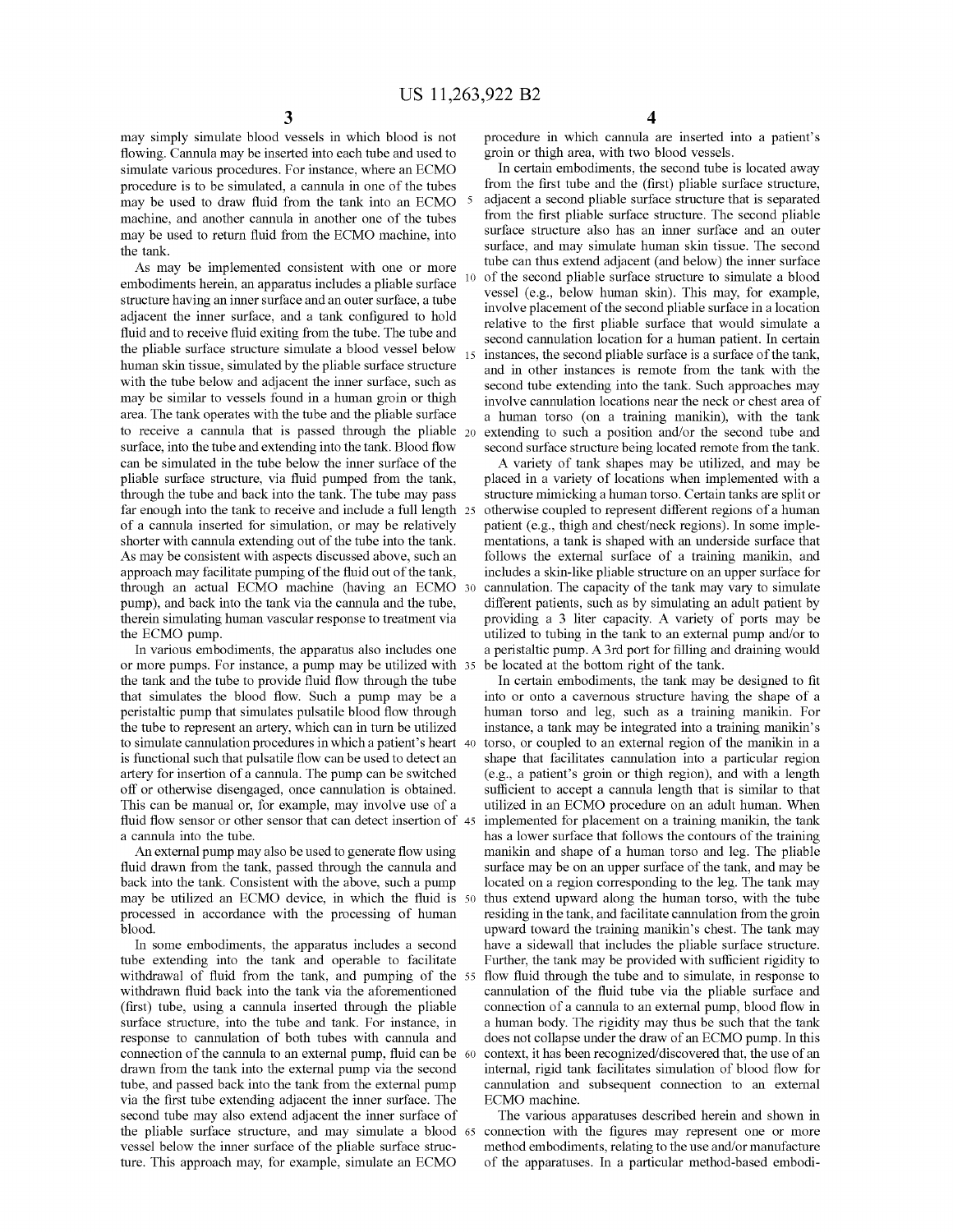may simply simulate blood vessels in which blood is not flowing. Cannula may be inserted into each tube and used to simulate various procedures. For instance, where an ECMO procedure is to be simulated, a cannula in one of the tubes may be used to draw fluid from the tank into an ECMO machine, and another cannula in another one of the tubes may be used to return fluid from the ECMO machine, into the tank.

As may be implemented consistent with one or more embodiments herein, an apparatus includes a pliable surface structure having an inner surface and an outer surface, a tube adjacent the inner surface, and a tank configured to hold fluid and to receive fluid exiting from the tube. The tube and the pliable surface structure simulate a blood vessel below human skin tissue, simulated by the pliable surface structure with the tube below and adjacent the inner surface, such as may be similar to vessels found in a human groin or thigh area. The tank operates with the tube and the pliable surface to receive a cannula that is passed through the pliable surface, into the tube and extending into the tank. Blood flow can be simulated in the tube below the inner surface of the pliable surface structure, via fluid pumped from the tank, through the tube and back into the tank. The tube may pass far enough into the tank to receive and include a full length of a cannula inserted for simulation, or may be relatively shorter with cannula extending out of the tube into the tank. As may be consistent with aspects discussed above, such an approach may facilitate pumping of the fluid out of the tank, through an actual ECMO machine (having an ECMO pump), and back into the tank via the cannula and the tube, therein simulating human vascular response to treatment via the ECMO pump.

In various embodiments, the apparatus also includes one or more pumps. For instance, a pump may be utilized with the tank and the tube to provide fluid flow through the tube that simulates the blood flow. Such a pump may be a peristaltic pump that simulates pulsatile blood flow through the tube to represent an artery, which can in turn be utilized to simulate cannulation procedures in which a patient's heart is functional such that pulsatile flow can be used to detect an artery for insertion of a cannula. The pump can be switched off or otherwise disengaged, once cannulation is obtained. This can be manual or, for example, may involve use of a fluid flow sensor or other sensor that can detect insertion of a cannula into the tube.

An external pump may also be used to generate flow using fluid drawn from the tank, passed through the cannula and back into the tank. Consistent with the above, such a pump may be utilized an ECMO device, in which the fluid is processed in accordance with the processing of human blood.

In some embodiments, the apparatus includes a second tube extending into the tank and operable to facilitate withdrawal of fluid from the tank, and pumping of the withdrawn fluid back into the tank via the aforementioned (first) tube, using a cannula inserted through the pliable surface structure, into the tube and tank. For instance, in response to cannulation of both tubes with cannula and connection of the cannula to an external pump, fluid can be drawn from the tank into the external pump via the second tube, and passed back into the tank from the external pump via the first tube extending adjacent the inner surface. The second tube may also extend adjacent the inner surface of the pliable surface structure, and may simulate a blood vessel below the inner surface of the pliable surface structure. This approach may, for example, simulate an ECMO procedure in which cannula are inserted into a patient's groin or thigh area, with two blood vessels.

In certain embodiments, the second tube is located away from the first tube and the (first) pliable surface structure, adjacent a second pliable surface structure that is separated from the first pliable surface structure. The second pliable surface structure also has an inner surface and an outer surface, and may simulate human skin tissue. The second tube can thus extend adjacent (and below) the inner surface of the second pliable surface structure to simulate a blood vessel (e.g., below human skin). This may, for example, involve placement of the second pliable surface in a location relative to the first pliable surface that would simulate a second cannulation location for a human patient. In certain instances, the second pliable surface is a surface of the tank, and in other instances is remote from the tank with the second tube extending into the tank. Such approaches may involve cannulation locations near the neck or chest area of a human torso (on a training manikin), with the tank extending to such a position and/or the second tube and second surface structure being located remote from the tank.

A variety of tank shapes may be utilized, and may be placed in a variety of locations when implemented with a structure mimicking a human torso. Certain tanks are split or otherwise coupled to represent different regions of a human patient (e.g., thigh and chest/neck regions). In some implementations, a tank is shaped with an underside surface that follows the external surface of a training manikin, and includes a skin-like pliable structure on an upper surface for cannulation. The capacity of the tank may vary to simulate different patients, such as by simulating an adult patient by providing a 3 liter capacity. A variety of ports may be utilized to tubing in the tank to an external pump and/or to a peristaltic pump. A 3rd port for filling and draining would be located at the bottom right of the tank.

In certain embodiments, the tank may be designed to fit into or onto a cavernous structure having the shape of a human torso and leg, such as a training manikin. For instance, a tank may be integrated into a training manikin's torso, or coupled to an external region of the manikin in a shape that facilitates cannulation into a particular region (e.g., a patient's groin or thigh region), and with a length sufficient to accept a cannula length that is similar to that utilized in an ECMO procedure on an adult human. When implemented for placement on a training manikin, the tank has a lower surface that follows the contours of the training manikin and shape of a human torso and leg. The pliable surface may be on an upper surface of the tank, and may be located on a region corresponding to the leg. The tank may thus extend upward along the human torso, with the tube residing in the tank, and facilitate cannulation from the groin upward toward the training manikin's chest. The tank may have a sidewall that includes the pliable surface structure. Further, the tank may be provided with sufficient rigidity to flow fluid through the tube and to simulate, in response to cannulation of the fluid tube via the pliable surface and connection of a cannula to an external pump, blood flow in a human body. The rigidity may thus be such that the tank does not collapse under the draw of an ECMO pump. In this context, it has been recognized/discovered that, the use of an internal, rigid tank facilitates simulation of blood flow for cannulation and subsequent connection to an external ECMO machine.

The various apparatuses described herein and shown in connection with the figures may represent one or more method embodiments, relating to the use and/or manufacture of the apparatuses. In a particular method-based embodi-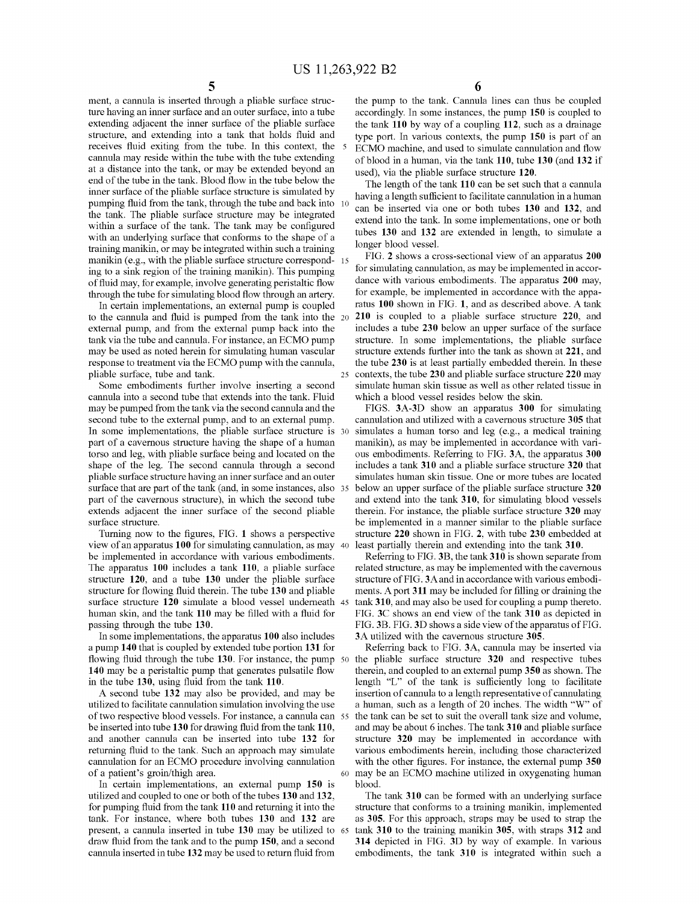ment, a cannula is inserted through a pliable surface structure having an inner surface and an outer surface, into a tube extending adjacent the inner surface of the pliable surface structure, and extending into a tank that holds fluid and receives fluid exiting from the tube. In this context, the cannula may reside within the tube with the tube extending at a distance into the tank, or may be extended beyond an end of the tube in the tank. Blood flow in the tube below the inner surface of the pliable surface structure is simulated by pumping fluid from the tank, through the tube and back into the tank. The pliable surface structure may be integrated within a surface of the tank. The tank may be configured with an underlying surface that conforms to the shape of a training manikin, or may be integrated within such a training manikin (e.g., with the pliable surface structure corresponding to a sink region of the training manikin). This pumping of fluid may, for example, involve generating peristaltic flow through the tube for simulating blood flow through an artery.

In certain implementations, an external pump is coupled to the cannula and fluid is pumped from the tank into the external pump, and from the external pump back into the tank via the tube and cannula. For instance, an ECMO pump may be used as noted herein for simulating human vascular response to treatment via the ECMO pump with the cannula, pliable surface, tube and tank.

Some embodiments further involve inserting a second cannula into a second tube that extends into the tank. Fluid may be pumped from the tank via the second cannula and the second tube to the external pump, and to an external pump. In some implementations, the pliable surface structure is part of a cavernous structure having the shape of a human torso and leg, with pliable surface being and located on the shape of the leg. The second cannula through a second pliable surface structure having an inner surface and an outer surface that are part of the tank (and, in some instances, also part of the cavernous structure), in which the second tube extends adjacent the inner surface of the second pliable surface structure.

Turning now to the figures, FIG. **1** shows a perspective view of an apparatus **100** for simulating cannulation, as may be implemented in accordance with various embodiments. The apparatus **100** includes a tank **110**, a pliable surface structure **120**, and a tube **130** under the pliable surface structure for flowing fluid therein. The tube **130** and pliable surface structure **120** simulate a blood vessel underneath human skin, and the tank **110** may be filled with a fluid for passing through the tube **130**.

In some implementations, the apparatus **100** also includes a pump **140** that is coupled by extended tube portion **131** for flowing fluid through the tube **130**. For instance, the pump **140** may be a peristaltic pump that generates pulsatile flow in the tube **130**, using fluid from the tank **110**.

A second tube **132** may also be provided, and may be utilized to facilitate cannulation simulation involving the use of two respective blood vessels. For instance, a cannula can be inserted into tube **130** for drawing fluid from the tank **110**, and another cannula can be inserted into tube **132** for returning fluid to the tank. Such an approach may simulate cannulation for an ECMO procedure involving cannulation of a patient's groin/thigh area.

In certain implementations, an external pump **150** is utilized and coupled to one or both of the tubes **130** and **132**, for pumping fluid from the tank **110** and returning it into the tank. For instance, where both tubes **130** and **132** are present, a cannula inserted in tube **130** may be utilized to draw fluid from the tank and to the pump **150**, and a second cannula inserted in tube **132** may be used to return fluid from the pump to the tank. Cannula lines can thus be coupled accordingly. In some instances, the pump **150** is coupled to the tank **110** by way of a coupling **112**, such as a drainage type port. In various contexts, the pump **150** is part of an ECMO machine, and used to simulate cannulation and flow of blood in a human, via the tank **110**, tube **130** (and **132** if used), via the pliable surface structure **120**.

The length of the tank **110** can be set such that a cannula having a length sufficient to facilitate cannulation in a human can be inserted via one or both tubes **130** and **132**, and extend into the tank. In some implementations, one or both tubes **130** and **132** are extended in length, to simulate a longer blood vessel.

FIG. **2** shows a cross-sectional view of an apparatus **200** for simulating cannulation, as may be implemented in accordance with various embodiments. The apparatus **200** may, for example, be implemented in accordance with the apparatus **100** shown in FIG. **1**, and as described above. A tank **210** is coupled to a pliable surface structure **220**, and includes a tube **230** below an upper surface of the surface structure. In some implementations, the pliable surface structure extends further into the tank as shown at **221**, and the tube **230** is at least partially embedded therein. In these contexts, the tube **230** and pliable surface structure **220** may simulate human skin tissue as well as other related tissue in which a blood vessel resides below the skin.

FIGS. **3A-3D** show an apparatus **300** for simulating cannulation and utilized with a cavernous structure **305** that simulates a human torso and leg (e.g., a medical training manikin), as may be implemented in accordance with various embodiments. Referring to FIG. **3A**, the apparatus **300** includes a tank **310** and a pliable surface structure **320** that simulates human skin tissue. One or more tubes are located below an upper surface of the pliable surface structure **320** and extend into the tank **310**, for simulating blood vessels therein. For instance, the pliable surface structure **320** may be implemented in a manner similar to the pliable surface structure **220** shown in FIG. **2**, with tube **230** embedded at least partially therein and extending into the tank **310**.

Referring to FIG. **3B**, the tank **310** is shown separate from related structure, as may be implemented with the cavernous structure of FIG. **3A** and in accordance with various embodiments. A port **311** may be included for filling or draining the tank **310**, and may also be used for coupling a pump thereto. FIG. **3C** shows an end view of the tank **310** as depicted in FIG. **3B**. FIG. **3D** shows a side view of the apparatus of FIG. **3A** utilized with the cavernous structure **305**.

Referring back to FIG. **3A**, cannula may be inserted via the pliable surface structure **320** and respective tubes therein, and coupled to an external pump **350** as shown. The length "L" of the tank is sufficiently long to facilitate insertion of cannula to a length representative of cannulating a human, such as a length of 20 inches. The width "W" of the tank can be set to suit the overall tank size and volume, and may be about 6 inches. The tank **310** and pliable surface structure **320** may be implemented in accordance with various embodiments herein, including those characterized with the other figures. For instance, the external pump **350** may be an ECMO machine utilized in oxygenating human blood.

The tank **310** can be formed with an underlying surface structure that conforms to a training manikin, implemented as **305**. For this approach, straps may be used to strap the tank **310** to the training manikin **305**, with straps **312** and **314** depicted in FIG. **3D** by way of example. In various embodiments, the tank **310** is integrated within such a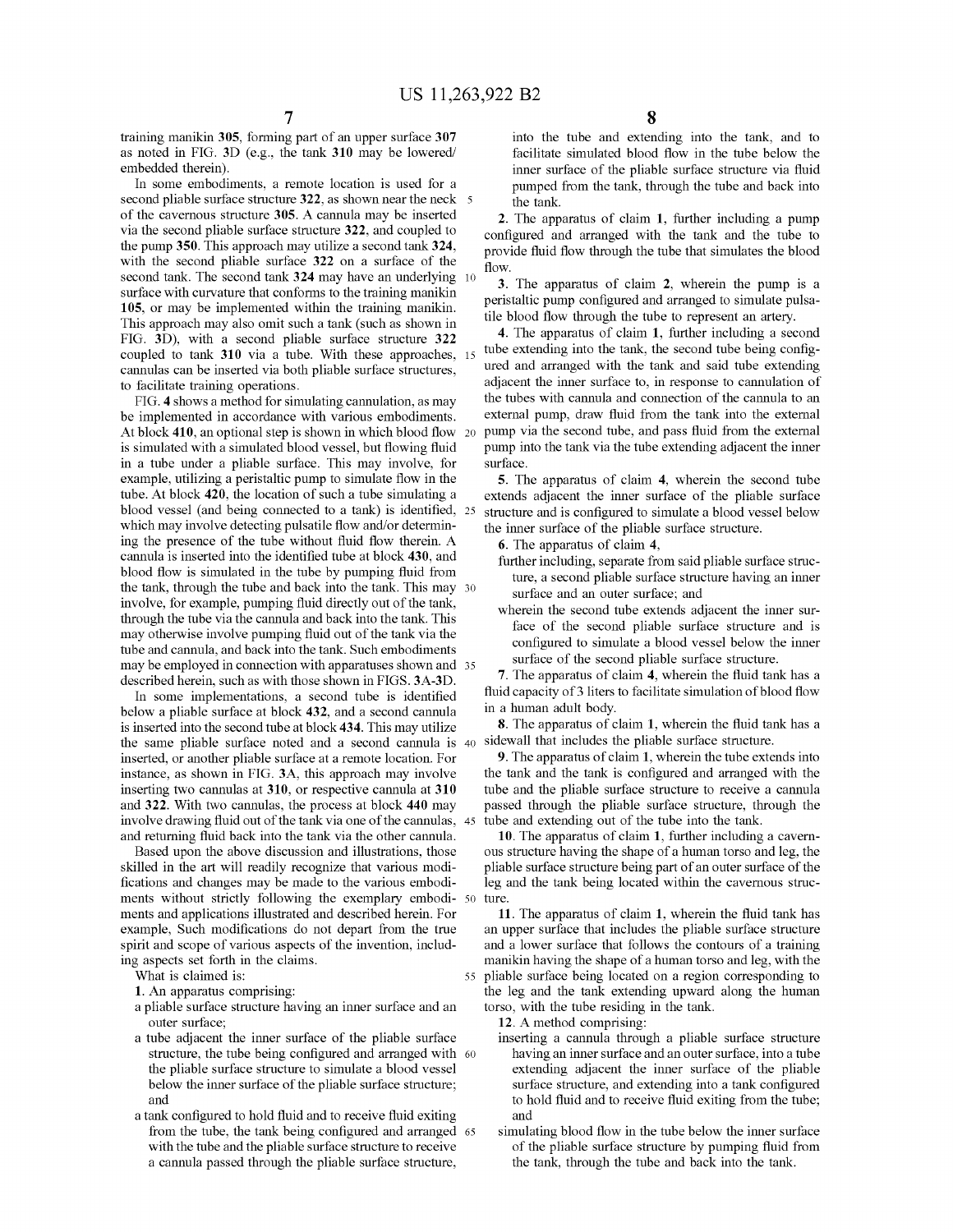training manikin 305, forming part of an upper surface 307 as noted in FIG. 3D (e.g., the tank 310 may be lowered/embedded therein).

In some embodiments, a remote location is used for a second pliable surface structure 322, as shown near the neck of the cavernous structure 305. A cannula may be inserted via the second pliable surface structure 322, and coupled to the pump 350. This approach may utilize a second tank 324, with the second pliable surface 322 on a surface of the second tank. The second tank 324 may have an underlying surface with curvature that conforms to the training manikin 105, or may be implemented within the training manikin. This approach may also omit such a tank (such as shown in FIG. 3D), with a second pliable surface structure 322 coupled to tank 310 via a tube. With these approaches, cannulas can be inserted via both pliable surface structures, to facilitate training operations.

FIG. 4 shows a method for simulating cannulation, as may be implemented in accordance with various embodiments. At block 410, an optional step is shown in which blood flow is simulated with a simulated blood vessel, but flowing fluid in a tube under a pliable surface. This may involve, for example, utilizing a peristaltic pump to simulate flow in the tube. At block 420, the location of such a tube simulating a blood vessel (and being connected to a tank) is identified, which may involve detecting pulsatile flow and/or determining the presence of the tube without fluid flow therein. A cannula is inserted into the identified tube at block 430, and blood flow is simulated in the tube by pumping fluid from the tank, through the tube and back into the tank. This may involve, for example, pumping fluid directly out of the tank, through the tube via the cannula and back into the tank. This may otherwise involve pumping fluid out of the tank via the tube and cannula, and back into the tank. Such embodiments may be employed in connection with apparatuses shown and described herein, such as with those shown in FIGS. 3A-3D.

In some implementations, a second tube is identified below a pliable surface at block 432, and a second cannula is inserted into the second tube at block 434. This may utilize the same pliable surface noted and a second cannula is inserted, or another pliable surface at a remote location. For instance, as shown in FIG. 3A, this approach may involve inserting two cannulas at 310, or respective cannula at 310 and 322. With two cannulas, the process at block 440 may involve drawing fluid out of the tank via one of the cannulas, and returning fluid back into the tank via the other cannula.

Based upon the above discussion and illustrations, those skilled in the art will readily recognize that various modifications and changes may be made to the various embodiments without strictly following the exemplary embodiments and applications illustrated and described herein. For example, Such modifications do not depart from the true spirit and scope of various aspects of the invention, including aspects set forth in the claims.

What is claimed is:

1. An apparatus comprising:
 - a pliable surface structure having an inner surface and an outer surface;
 - a tube adjacent the inner surface of the pliable surface structure, the tube being configured and arranged with the pliable surface structure to simulate a blood vessel below the inner surface of the pliable surface structure; and
 - a tank configured to hold fluid and to receive fluid exiting from the tube, the tank being configured and arranged with the tube and the pliable surface structure to receive a cannula passed through the pliable surface structure, into the tube and extending into the tank, and to facilitate simulated blood flow in the tube below the inner surface of the pliable surface structure via fluid pumped from the tank, through the tube and back into the tank.

2. The apparatus of claim 1, further including a pump configured and arranged with the tank and the tube to provide fluid flow through the tube that simulates the blood flow.

3. The apparatus of claim 2, wherein the pump is a peristaltic pump configured and arranged to simulate pulsatile blood flow through the tube to represent an artery.

4. The apparatus of claim 1, further including a second tube extending into the tank, the second tube being configured and arranged with the tank and said tube extending adjacent the inner surface to, in response to cannulation of the tubes with cannula and connection of the cannula to an external pump, draw fluid from the tank into the external pump via the second tube, and pass fluid from the external pump into the tank via the tube extending adjacent the inner surface.

5. The apparatus of claim 4, wherein the second tube extends adjacent the inner surface of the pliable surface structure and is configured to simulate a blood vessel below the inner surface of the pliable surface structure.

6. The apparatus of claim 4,
 - further including, separate from said pliable surface structure, a second pliable surface structure having an inner surface and an outer surface; and
 - wherein the second tube extends adjacent the inner surface of the second pliable surface structure and is configured to simulate a blood vessel below the inner surface of the second pliable surface structure.

7. The apparatus of claim 4, wherein the fluid tank has a fluid capacity of 3 liters to facilitate simulation of blood flow in a human adult body.

8. The apparatus of claim 1, wherein the fluid tank has a sidewall that includes the pliable surface structure.

9. The apparatus of claim 1, wherein the tube extends into the tank and the tank is configured and arranged with the tube and the pliable surface structure to receive a cannula passed through the pliable surface structure, through the tube and extending out of the tube into the tank.

10. The apparatus of claim 1, further including a cavernous structure having the shape of a human torso and leg, the pliable surface structure being part of an outer surface of the leg and the tank being located within the cavernous structure.

11. The apparatus of claim 1, wherein the fluid tank has an upper surface that includes the pliable surface structure and a lower surface that follows the contours of a training manikin having the shape of a human torso and leg, with the pliable surface being located on a region corresponding to the leg and the tank extending upward along the human torso, with the tube residing in the tank.

12. A method comprising:
 - inserting a cannula through a pliable surface structure having an inner surface and an outer surface, into a tube extending adjacent the inner surface of the pliable surface structure, and extending into a tank configured to hold fluid and to receive fluid exiting from the tube; and
 - simulating blood flow in the tube below the inner surface of the pliable surface structure by pumping fluid from the tank, through the tube and back into the tank.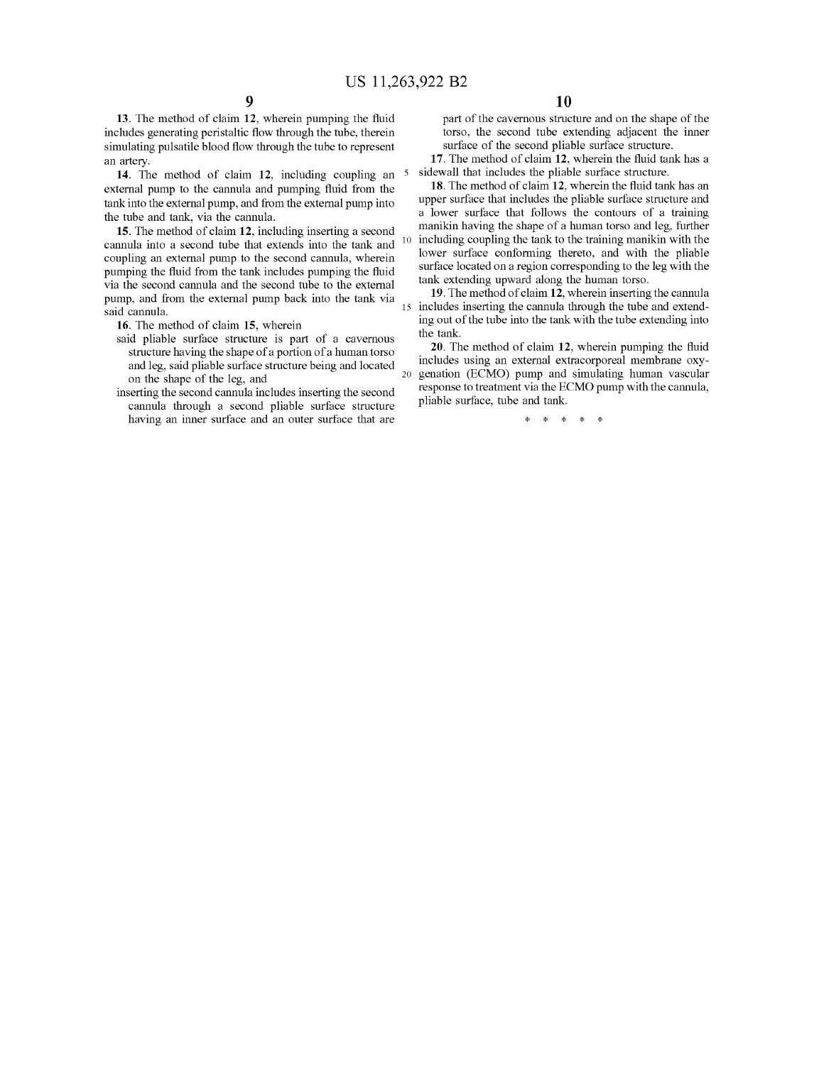**13**. The method of claim **12**, wherein pumping the fluid includes generating peristaltic flow through the tube, therein simulating pulsatile blood flow through the tube to represent an artery.

**14**. The method of claim **12**, including coupling an external pump to the cannula and pumping fluid from the tank into the external pump, and from the external pump into the tube and tank, via the cannula.

**15**. The method of claim **12**, including inserting a second cannula into a second tube that extends into the tank and coupling an external pump to the second cannula, wherein pumping the fluid from the tank includes pumping the fluid via the second cannula and the second tube to the external pump, and from the external pump back into the tank via said cannula.

**16**. The method of claim **15**, wherein

said pliable surface structure is part of a cavernous structure having the shape of a portion of a human torso and leg, said pliable surface structure being and located on the shape of the leg, and

inserting the second cannula includes inserting the second cannula through a second pliable surface structure having an inner surface and an outer surface that are part of the cavernous structure and on the shape of the torso, the second tube extending adjacent the inner surface of the second pliable surface structure.

**17**. The method of claim **12**, wherein the fluid tank has a sidewall that includes the pliable surface structure.

**18**. The method of claim **12**, wherein the fluid tank has an upper surface that includes the pliable surface structure and a lower surface that follows the contours of a training manikin having the shape of a human torso and leg, further including coupling the tank to the training manikin with the lower surface conforming thereto, and with the pliable surface located on a region corresponding to the leg with the tank extending upward along the human torso.

**19**. The method of claim **12**, wherein inserting the cannula includes inserting the cannula through the tube and extending out of the tube into the tank with the tube extending into the tank.

**20**. The method of claim **12**, wherein pumping the fluid includes using an external extracorporeal membrane oxygenation (ECMO) pump and simulating human vascular response to treatment via the ECMO pump with the cannula, pliable surface, tube and tank.

* * * * *